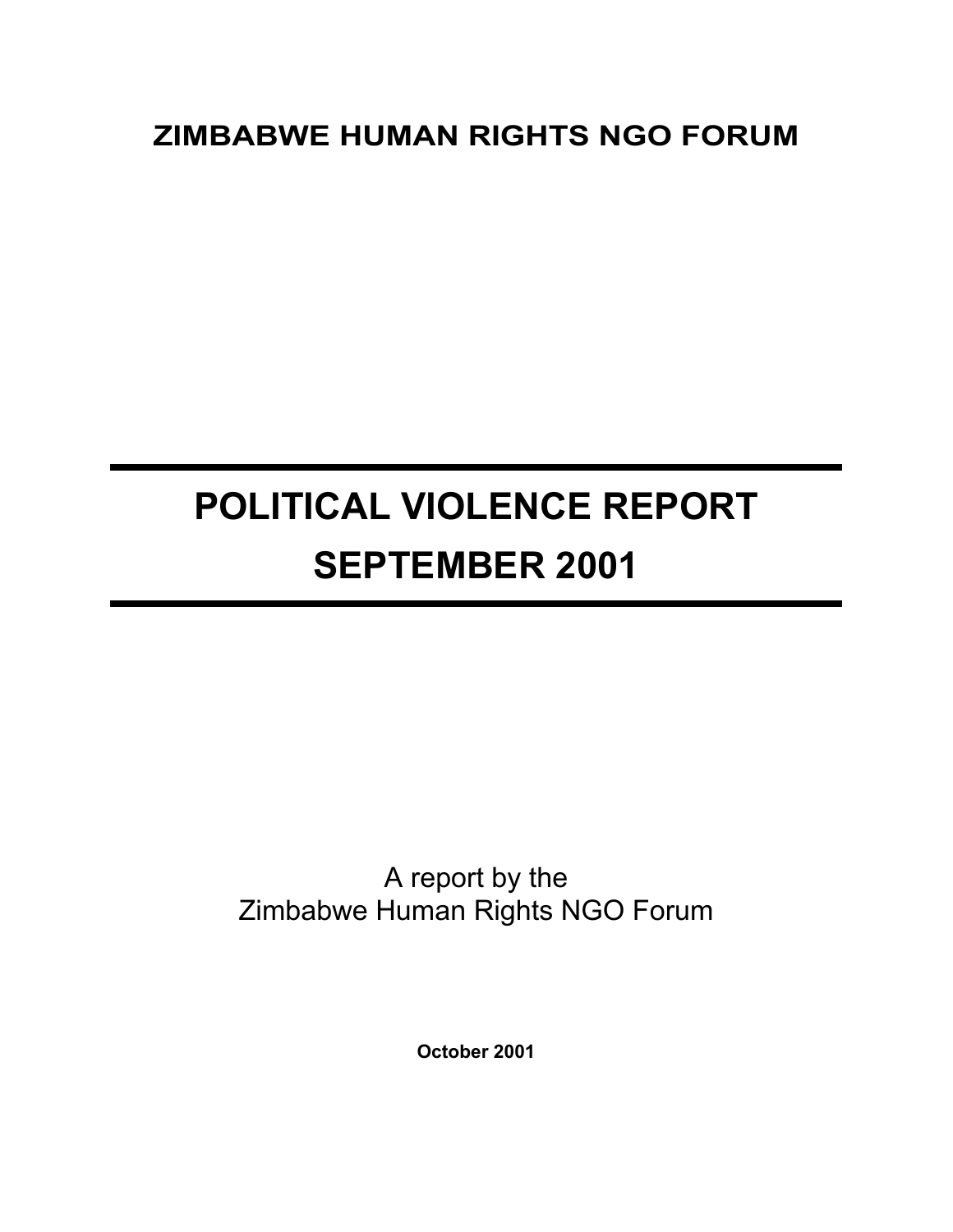**ZIMBABWE HUMAN RIGHTS NGO FORUM**

---

# POLITICAL VIOLENCE REPORT
# SEPTEMBER 2001

---

A report by the
Zimbabwe Human Rights NGO Forum

**October 2001**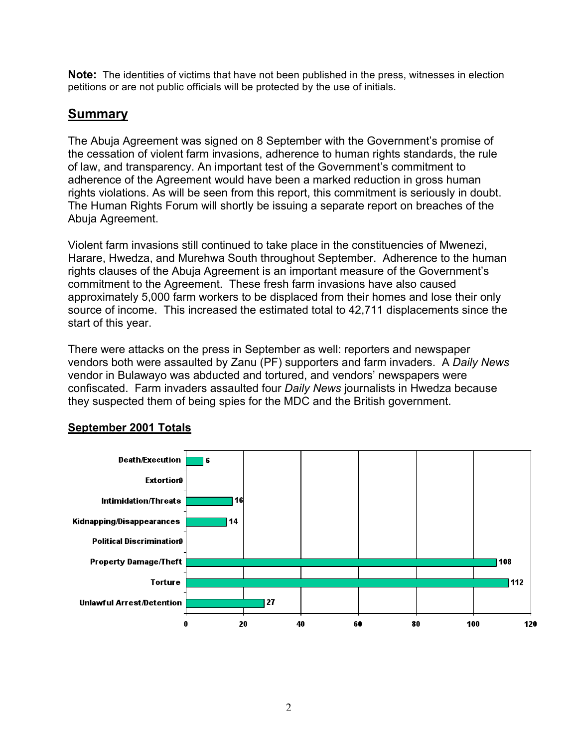**Note:** The identities of victims that have not been published in the press, witnesses in election petitions or are not public officials will be protected by the use of initials.

## Summary

The Abuja Agreement was signed on 8 September with the Government's promise of the cessation of violent farm invasions, adherence to human rights standards, the rule of law, and transparency. An important test of the Government's commitment to adherence of the Agreement would have been a marked reduction in gross human rights violations. As will be seen from this report, this commitment is seriously in doubt. The Human Rights Forum will shortly be issuing a separate report on breaches of the Abuja Agreement.

Violent farm invasions still continued to take place in the constituencies of Mwenezi, Harare, Hwedza, and Murehwa South throughout September. Adherence to the human rights clauses of the Abuja Agreement is an important measure of the Government's commitment to the Agreement. These fresh farm invasions have also caused approximately 5,000 farm workers to be displaced from their homes and lose their only source of income. This increased the estimated total to 42,711 displacements since the start of this year.

There were attacks on the press in September as well: reporters and newspaper vendors both were assaulted by Zanu (PF) supporters and farm invaders. A *Daily News* vendor in Bulawayo was abducted and tortured, and vendors' newspapers were confiscated. Farm invaders assaulted four *Daily News* journalists in Hwedza because they suspected them of being spies for the MDC and the British government.

### September 2001 Totals

| Category | Total |
|---|---|
| Death/Execution | 6 |
| Extortion | 0 |
| Intimidation/Threats | 16 |
| Kidnapping/Disappearances | 14 |
| Political Discrimination | 0 |
| Property Damage/Theft | 108 |
| Torture | 112 |
| Unlawful Arrest/Detention | 27 |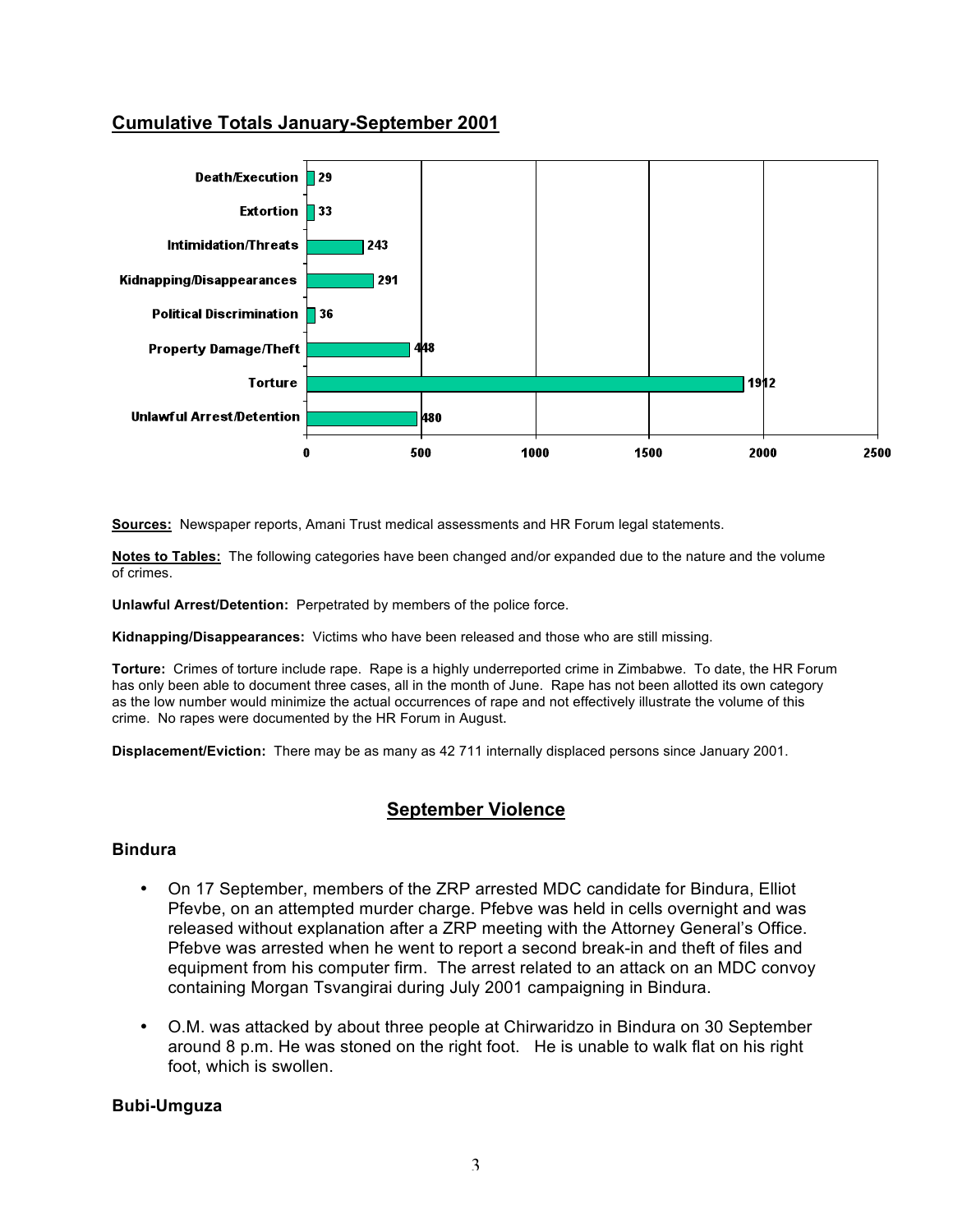## Cumulative Totals January-September 2001

| Category | Total |
|---|---|
| Death/Execution | 29 |
| Extortion | 33 |
| Intimidation/Threats | 243 |
| Kidnapping/Disappearances | 291 |
| Political Discrimination | 36 |
| Property Damage/Theft | 448 |
| Torture | 1912 |
| Unlawful Arrest/Detention | 480 |

**Sources:** Newspaper reports, Amani Trust medical assessments and HR Forum legal statements.

**Notes to Tables:** The following categories have been changed and/or expanded due to the nature and the volume of crimes.

**Unlawful Arrest/Detention:** Perpetrated by members of the police force.

**Kidnapping/Disappearances:** Victims who have been released and those who are still missing.

**Torture:** Crimes of torture include rape. Rape is a highly underreported crime in Zimbabwe. To date, the HR Forum has only been able to document three cases, all in the month of June. Rape has not been allotted its own category as the low number would minimize the actual occurrences of rape and not effectively illustrate the volume of this crime. No rapes were documented by the HR Forum in August.

**Displacement/Eviction:** There may be as many as 42 711 internally displaced persons since January 2001.

## September Violence

### Bindura

- On 17 September, members of the ZRP arrested MDC candidate for Bindura, Elliot Pfevbe, on an attempted murder charge. Pfebve was held in cells overnight and was released without explanation after a ZRP meeting with the Attorney General's Office. Pfebve was arrested when he went to report a second break-in and theft of files and equipment from his computer firm. The arrest related to an attack on an MDC convoy containing Morgan Tsvangirai during July 2001 campaigning in Bindura.
- O.M. was attacked by about three people at Chirwaridzo in Bindura on 30 September around 8 p.m. He was stoned on the right foot. He is unable to walk flat on his right foot, which is swollen.

### Bubi-Umguza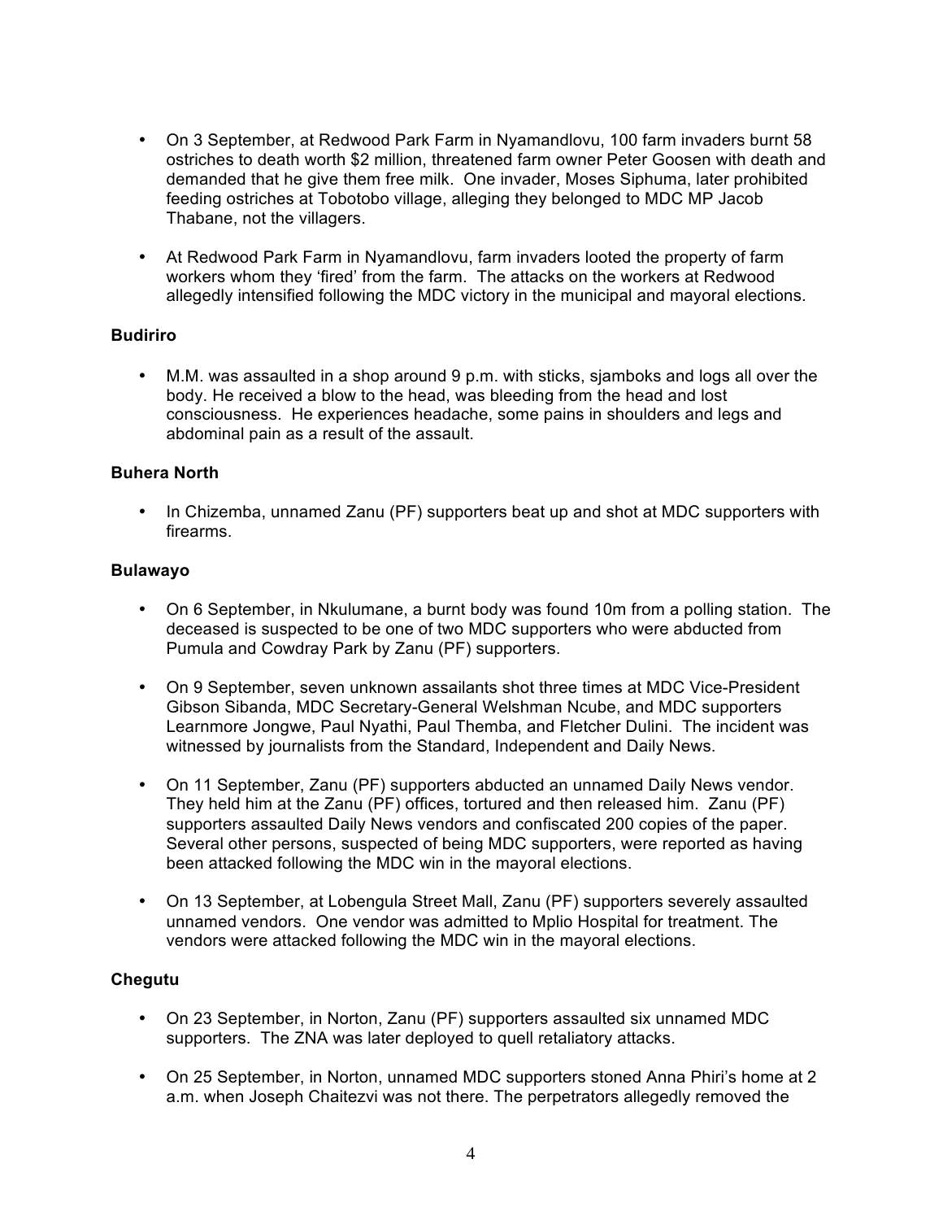- On 3 September, at Redwood Park Farm in Nyamandlovu, 100 farm invaders burnt 58 ostriches to death worth $2 million, threatened farm owner Peter Goosen with death and demanded that he give them free milk. One invader, Moses Siphuma, later prohibited feeding ostriches at Tobotobo village, alleging they belonged to MDC MP Jacob Thabane, not the villagers.

- At Redwood Park Farm in Nyamandlovu, farm invaders looted the property of farm workers whom they 'fired' from the farm. The attacks on the workers at Redwood allegedly intensified following the MDC victory in the municipal and mayoral elections.

**Budiriro**

- M.M. was assaulted in a shop around 9 p.m. with sticks, sjamboks and logs all over the body. He received a blow to the head, was bleeding from the head and lost consciousness. He experiences headache, some pains in shoulders and legs and abdominal pain as a result of the assault.

**Buhera North**

- In Chizemba, unnamed Zanu (PF) supporters beat up and shot at MDC supporters with firearms.

**Bulawayo**

- On 6 September, in Nkulumane, a burnt body was found 10m from a polling station. The deceased is suspected to be one of two MDC supporters who were abducted from Pumula and Cowdray Park by Zanu (PF) supporters.

- On 9 September, seven unknown assailants shot three times at MDC Vice-President Gibson Sibanda, MDC Secretary-General Welshman Ncube, and MDC supporters Learnmore Jongwe, Paul Nyathi, Paul Themba, and Fletcher Dulini. The incident was witnessed by journalists from the Standard, Independent and Daily News.

- On 11 September, Zanu (PF) supporters abducted an unnamed Daily News vendor. They held him at the Zanu (PF) offices, tortured and then released him. Zanu (PF) supporters assaulted Daily News vendors and confiscated 200 copies of the paper. Several other persons, suspected of being MDC supporters, were reported as having been attacked following the MDC win in the mayoral elections.

- On 13 September, at Lobengula Street Mall, Zanu (PF) supporters severely assaulted unnamed vendors. One vendor was admitted to Mplio Hospital for treatment. The vendors were attacked following the MDC win in the mayoral elections.

**Chegutu**

- On 23 September, in Norton, Zanu (PF) supporters assaulted six unnamed MDC supporters. The ZNA was later deployed to quell retaliatory attacks.

- On 25 September, in Norton, unnamed MDC supporters stoned Anna Phiri's home at 2 a.m. when Joseph Chaitezvi was not there. The perpetrators allegedly removed the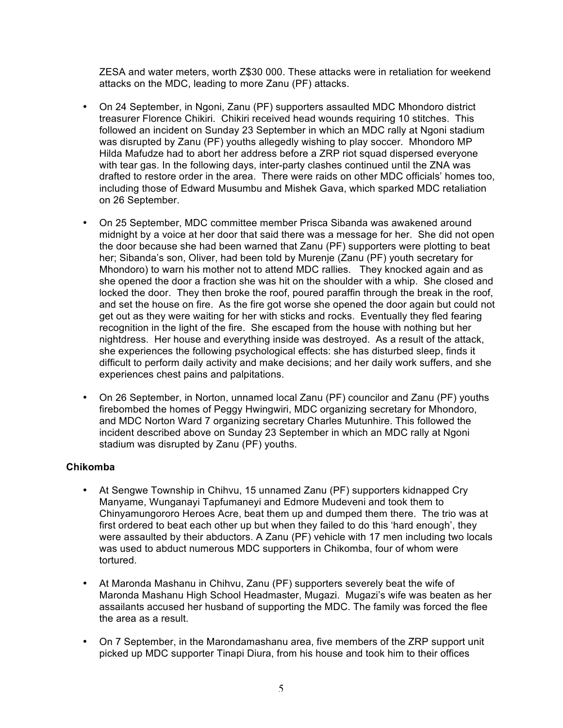ZESA and water meters, worth Z$30 000. These attacks were in retaliation for weekend attacks on the MDC, leading to more Zanu (PF) attacks.

- On 24 September, in Ngoni, Zanu (PF) supporters assaulted MDC Mhondoro district treasurer Florence Chikiri. Chikiri received head wounds requiring 10 stitches. This followed an incident on Sunday 23 September in which an MDC rally at Ngoni stadium was disrupted by Zanu (PF) youths allegedly wishing to play soccer. Mhondoro MP Hilda Mafudze had to abort her address before a ZRP riot squad dispersed everyone with tear gas. In the following days, inter-party clashes continued until the ZNA was drafted to restore order in the area. There were raids on other MDC officials' homes too, including those of Edward Musumbu and Mishek Gava, which sparked MDC retaliation on 26 September.

- On 25 September, MDC committee member Prisca Sibanda was awakened around midnight by a voice at her door that said there was a message for her. She did not open the door because she had been warned that Zanu (PF) supporters were plotting to beat her; Sibanda's son, Oliver, had been told by Murenje (Zanu (PF) youth secretary for Mhondoro) to warn his mother not to attend MDC rallies. They knocked again and as she opened the door a fraction she was hit on the shoulder with a whip. She closed and locked the door. They then broke the roof, poured paraffin through the break in the roof, and set the house on fire. As the fire got worse she opened the door again but could not get out as they were waiting for her with sticks and rocks. Eventually they fled fearing recognition in the light of the fire. She escaped from the house with nothing but her nightdress. Her house and everything inside was destroyed. As a result of the attack, she experiences the following psychological effects: she has disturbed sleep, finds it difficult to perform daily activity and make decisions; and her daily work suffers, and she experiences chest pains and palpitations.

- On 26 September, in Norton, unnamed local Zanu (PF) councilor and Zanu (PF) youths firebombed the homes of Peggy Hwingwiri, MDC organizing secretary for Mhondoro, and MDC Norton Ward 7 organizing secretary Charles Mutunhire. This followed the incident described above on Sunday 23 September in which an MDC rally at Ngoni stadium was disrupted by Zanu (PF) youths.

**Chikomba**

- At Sengwe Township in Chihvu, 15 unnamed Zanu (PF) supporters kidnapped Cry Manyame, Wunganayi Tapfumaneyi and Edmore Mudeveni and took them to Chinyamungororo Heroes Acre, beat them up and dumped them there. The trio was at first ordered to beat each other up but when they failed to do this 'hard enough', they were assaulted by their abductors. A Zanu (PF) vehicle with 17 men including two locals was used to abduct numerous MDC supporters in Chikomba, four of whom were tortured.

- At Maronda Mashanu in Chihvu, Zanu (PF) supporters severely beat the wife of Maronda Mashanu High School Headmaster, Mugazi. Mugazi's wife was beaten as her assailants accused her husband of supporting the MDC. The family was forced the flee the area as a result.

- On 7 September, in the Marondamashanu area, five members of the ZRP support unit picked up MDC supporter Tinapi Diura, from his house and took him to their offices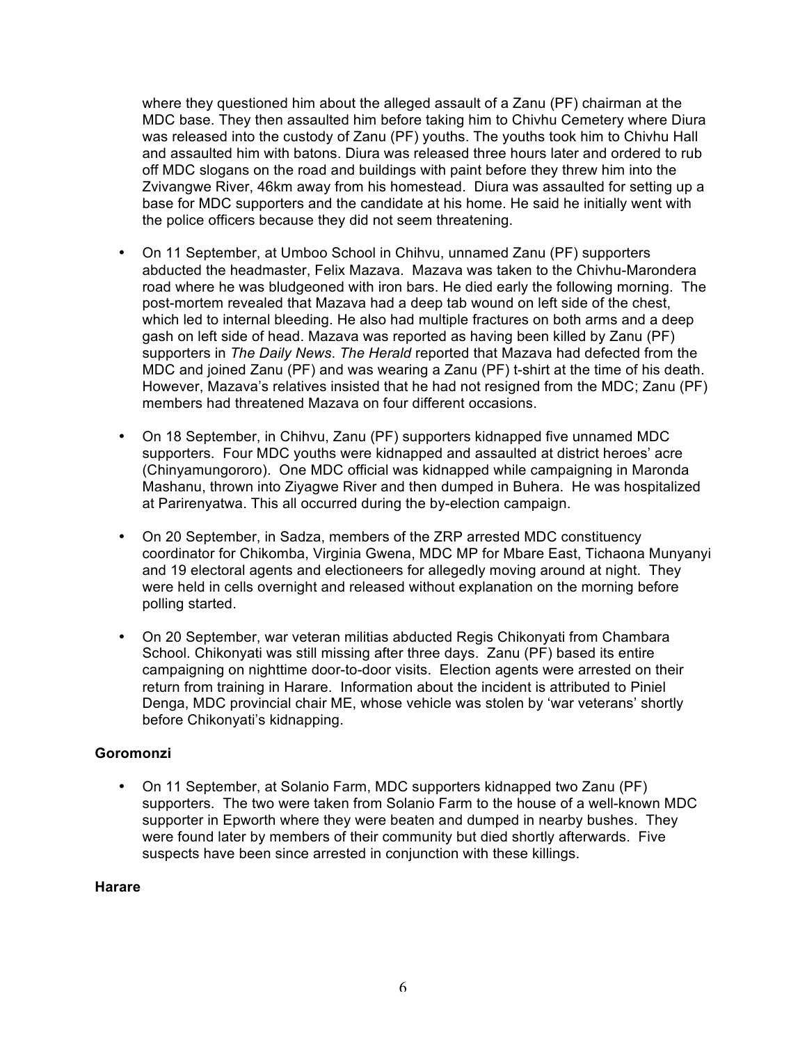where they questioned him about the alleged assault of a Zanu (PF) chairman at the MDC base. They then assaulted him before taking him to Chivhu Cemetery where Diura was released into the custody of Zanu (PF) youths. The youths took him to Chivhu Hall and assaulted him with batons. Diura was released three hours later and ordered to rub off MDC slogans on the road and buildings with paint before they threw him into the Zvivangwe River, 46km away from his homestead. Diura was assaulted for setting up a base for MDC supporters and the candidate at his home. He said he initially went with the police officers because they did not seem threatening.

- On 11 September, at Umboo School in Chihvu, unnamed Zanu (PF) supporters abducted the headmaster, Felix Mazava. Mazava was taken to the Chivhu-Marondera road where he was bludgeoned with iron bars. He died early the following morning. The post-mortem revealed that Mazava had a deep tab wound on left side of the chest, which led to internal bleeding. He also had multiple fractures on both arms and a deep gash on left side of head. Mazava was reported as having been killed by Zanu (PF) supporters in *The Daily News*. *The Herald* reported that Mazava had defected from the MDC and joined Zanu (PF) and was wearing a Zanu (PF) t-shirt at the time of his death. However, Mazava's relatives insisted that he had not resigned from the MDC; Zanu (PF) members had threatened Mazava on four different occasions.

- On 18 September, in Chihvu, Zanu (PF) supporters kidnapped five unnamed MDC supporters. Four MDC youths were kidnapped and assaulted at district heroes' acre (Chinyamungororo). One MDC official was kidnapped while campaigning in Maronda Mashanu, thrown into Ziyagwe River and then dumped in Buhera. He was hospitalized at Parirenyatwa. This all occurred during the by-election campaign.

- On 20 September, in Sadza, members of the ZRP arrested MDC constituency coordinator for Chikomba, Virginia Gwena, MDC MP for Mbare East, Tichaona Munyanyi and 19 electoral agents and electioneers for allegedly moving around at night. They were held in cells overnight and released without explanation on the morning before polling started.

- On 20 September, war veteran militias abducted Regis Chikonyati from Chambara School. Chikonyati was still missing after three days. Zanu (PF) based its entire campaigning on nighttime door-to-door visits. Election agents were arrested on their return from training in Harare. Information about the incident is attributed to Piniel Denga, MDC provincial chair ME, whose vehicle was stolen by 'war veterans' shortly before Chikonyati's kidnapping.

**Goromonzi**

- On 11 September, at Solanio Farm, MDC supporters kidnapped two Zanu (PF) supporters. The two were taken from Solanio Farm to the house of a well-known MDC supporter in Epworth where they were beaten and dumped in nearby bushes. They were found later by members of their community but died shortly afterwards. Five suspects have been since arrested in conjunction with these killings.

**Harare**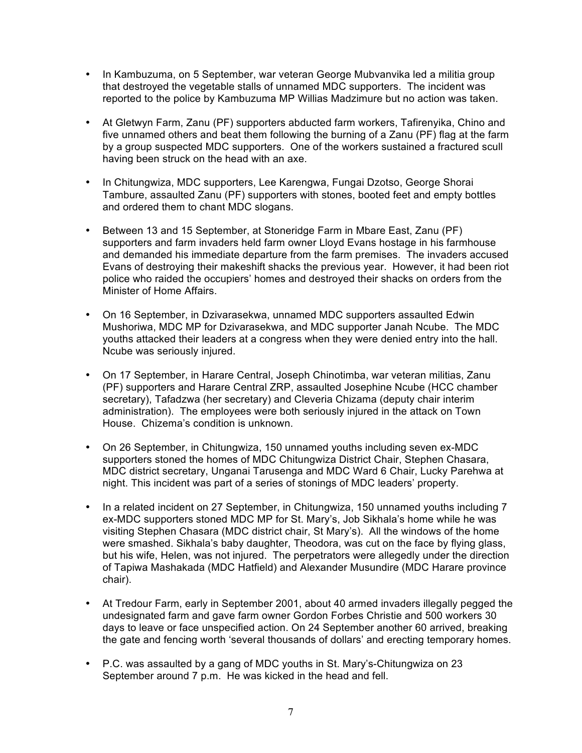- In Kambuzuma, on 5 September, war veteran George Mubvanvika led a militia group that destroyed the vegetable stalls of unnamed MDC supporters. The incident was reported to the police by Kambuzuma MP Willias Madzimure but no action was taken.

- At Gletwyn Farm, Zanu (PF) supporters abducted farm workers, Tafirenyika, Chino and five unnamed others and beat them following the burning of a Zanu (PF) flag at the farm by a group suspected MDC supporters. One of the workers sustained a fractured scull having been struck on the head with an axe.

- In Chitungwiza, MDC supporters, Lee Karengwa, Fungai Dzotso, George Shorai Tambure, assaulted Zanu (PF) supporters with stones, booted feet and empty bottles and ordered them to chant MDC slogans.

- Between 13 and 15 September, at Stoneridge Farm in Mbare East, Zanu (PF) supporters and farm invaders held farm owner Lloyd Evans hostage in his farmhouse and demanded his immediate departure from the farm premises. The invaders accused Evans of destroying their makeshift shacks the previous year. However, it had been riot police who raided the occupiers' homes and destroyed their shacks on orders from the Minister of Home Affairs.

- On 16 September, in Dzivarasekwa, unnamed MDC supporters assaulted Edwin Mushoriwa, MDC MP for Dzivarasekwa, and MDC supporter Janah Ncube. The MDC youths attacked their leaders at a congress when they were denied entry into the hall. Ncube was seriously injured.

- On 17 September, in Harare Central, Joseph Chinotimba, war veteran militias, Zanu (PF) supporters and Harare Central ZRP, assaulted Josephine Ncube (HCC chamber secretary), Tafadzwa (her secretary) and Cleveria Chizama (deputy chair interim administration). The employees were both seriously injured in the attack on Town House. Chizema's condition is unknown.

- On 26 September, in Chitungwiza, 150 unnamed youths including seven ex-MDC supporters stoned the homes of MDC Chitungwiza District Chair, Stephen Chasara, MDC district secretary, Unganai Tarusenga and MDC Ward 6 Chair, Lucky Parehwa at night. This incident was part of a series of stonings of MDC leaders' property.

- In a related incident on 27 September, in Chitungwiza, 150 unnamed youths including 7 ex-MDC supporters stoned MDC MP for St. Mary's, Job Sikhala's home while he was visiting Stephen Chasara (MDC district chair, St Mary's). All the windows of the home were smashed. Sikhala's baby daughter, Theodora, was cut on the face by flying glass, but his wife, Helen, was not injured. The perpetrators were allegedly under the direction of Tapiwa Mashakada (MDC Hatfield) and Alexander Musundire (MDC Harare province chair).

- At Tredour Farm, early in September 2001, about 40 armed invaders illegally pegged the undesignated farm and gave farm owner Gordon Forbes Christie and 500 workers 30 days to leave or face unspecified action. On 24 September another 60 arrived, breaking the gate and fencing worth 'several thousands of dollars' and erecting temporary homes.

- P.C. was assaulted by a gang of MDC youths in St. Mary's-Chitungwiza on 23 September around 7 p.m. He was kicked in the head and fell.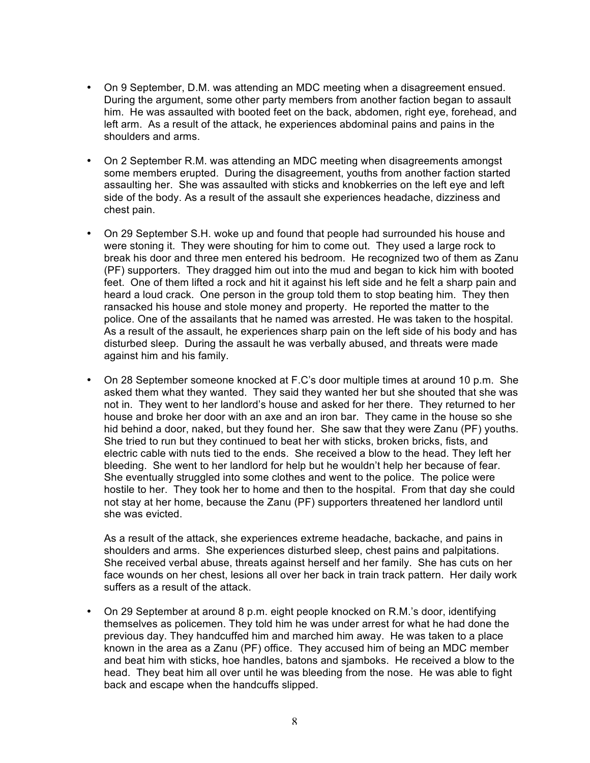- On 9 September, D.M. was attending an MDC meeting when a disagreement ensued. During the argument, some other party members from another faction began to assault him. He was assaulted with booted feet on the back, abdomen, right eye, forehead, and left arm. As a result of the attack, he experiences abdominal pains and pains in the shoulders and arms.

- On 2 September R.M. was attending an MDC meeting when disagreements amongst some members erupted. During the disagreement, youths from another faction started assaulting her. She was assaulted with sticks and knobkerries on the left eye and left side of the body. As a result of the assault she experiences headache, dizziness and chest pain.

- On 29 September S.H. woke up and found that people had surrounded his house and were stoning it. They were shouting for him to come out. They used a large rock to break his door and three men entered his bedroom. He recognized two of them as Zanu (PF) supporters. They dragged him out into the mud and began to kick him with booted feet. One of them lifted a rock and hit it against his left side and he felt a sharp pain and heard a loud crack. One person in the group told them to stop beating him. They then ransacked his house and stole money and property. He reported the matter to the police. One of the assailants that he named was arrested. He was taken to the hospital. As a result of the assault, he experiences sharp pain on the left side of his body and has disturbed sleep. During the assault he was verbally abused, and threats were made against him and his family.

- On 28 September someone knocked at F.C's door multiple times at around 10 p.m. She asked them what they wanted. They said they wanted her but she shouted that she was not in. They went to her landlord's house and asked for her there. They returned to her house and broke her door with an axe and an iron bar. They came in the house so she hid behind a door, naked, but they found her. She saw that they were Zanu (PF) youths. She tried to run but they continued to beat her with sticks, broken bricks, fists, and electric cable with nuts tied to the ends. She received a blow to the head. They left her bleeding. She went to her landlord for help but he wouldn't help her because of fear. She eventually struggled into some clothes and went to the police. The police were hostile to her. They took her to home and then to the hospital. From that day she could not stay at her home, because the Zanu (PF) supporters threatened her landlord until she was evicted.

  As a result of the attack, she experiences extreme headache, backache, and pains in shoulders and arms. She experiences disturbed sleep, chest pains and palpitations. She received verbal abuse, threats against herself and her family. She has cuts on her face wounds on her chest, lesions all over her back in train track pattern. Her daily work suffers as a result of the attack.

- On 29 September at around 8 p.m. eight people knocked on R.M.'s door, identifying themselves as policemen. They told him he was under arrest for what he had done the previous day. They handcuffed him and marched him away. He was taken to a place known in the area as a Zanu (PF) office. They accused him of being an MDC member and beat him with sticks, hoe handles, batons and sjamboks. He received a blow to the head. They beat him all over until he was bleeding from the nose. He was able to fight back and escape when the handcuffs slipped.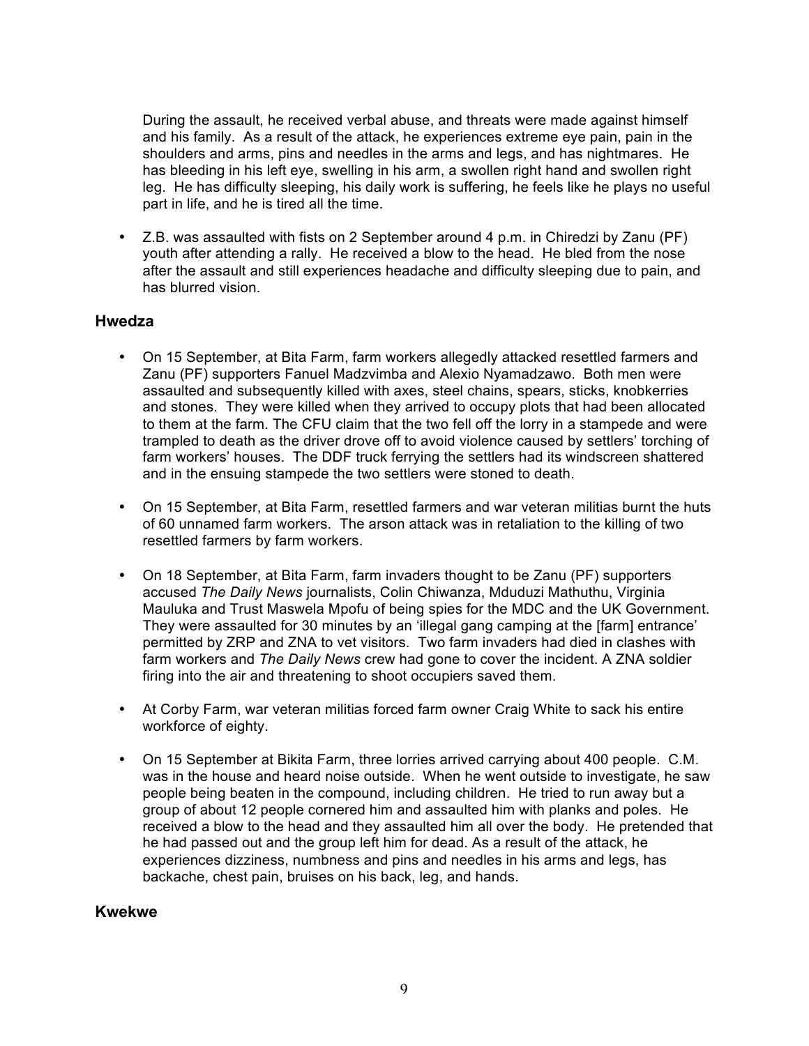During the assault, he received verbal abuse, and threats were made against himself and his family. As a result of the attack, he experiences extreme eye pain, pain in the shoulders and arms, pins and needles in the arms and legs, and has nightmares. He has bleeding in his left eye, swelling in his arm, a swollen right hand and swollen right leg. He has difficulty sleeping, his daily work is suffering, he feels like he plays no useful part in life, and he is tired all the time.

- Z.B. was assaulted with fists on 2 September around 4 p.m. in Chiredzi by Zanu (PF) youth after attending a rally. He received a blow to the head. He bled from the nose after the assault and still experiences headache and difficulty sleeping due to pain, and has blurred vision.

### Hwedza

- On 15 September, at Bita Farm, farm workers allegedly attacked resettled farmers and Zanu (PF) supporters Fanuel Madzvimba and Alexio Nyamadzawo. Both men were assaulted and subsequently killed with axes, steel chains, spears, sticks, knobkerries and stones. They were killed when they arrived to occupy plots that had been allocated to them at the farm. The CFU claim that the two fell off the lorry in a stampede and were trampled to death as the driver drove off to avoid violence caused by settlers' torching of farm workers' houses. The DDF truck ferrying the settlers had its windscreen shattered and in the ensuing stampede the two settlers were stoned to death.

- On 15 September, at Bita Farm, resettled farmers and war veteran militias burnt the huts of 60 unnamed farm workers. The arson attack was in retaliation to the killing of two resettled farmers by farm workers.

- On 18 September, at Bita Farm, farm invaders thought to be Zanu (PF) supporters accused *The Daily News* journalists, Colin Chiwanza, Mduduzi Mathuthu, Virginia Mauluka and Trust Maswela Mpofu of being spies for the MDC and the UK Government. They were assaulted for 30 minutes by an 'illegal gang camping at the [farm] entrance' permitted by ZRP and ZNA to vet visitors. Two farm invaders had died in clashes with farm workers and *The Daily News* crew had gone to cover the incident. A ZNA soldier firing into the air and threatening to shoot occupiers saved them.

- At Corby Farm, war veteran militias forced farm owner Craig White to sack his entire workforce of eighty.

- On 15 September at Bikita Farm, three lorries arrived carrying about 400 people. C.M. was in the house and heard noise outside. When he went outside to investigate, he saw people being beaten in the compound, including children. He tried to run away but a group of about 12 people cornered him and assaulted him with planks and poles. He received a blow to the head and they assaulted him all over the body. He pretended that he had passed out and the group left him for dead. As a result of the attack, he experiences dizziness, numbness and pins and needles in his arms and legs, has backache, chest pain, bruises on his back, leg, and hands.

### Kwekwe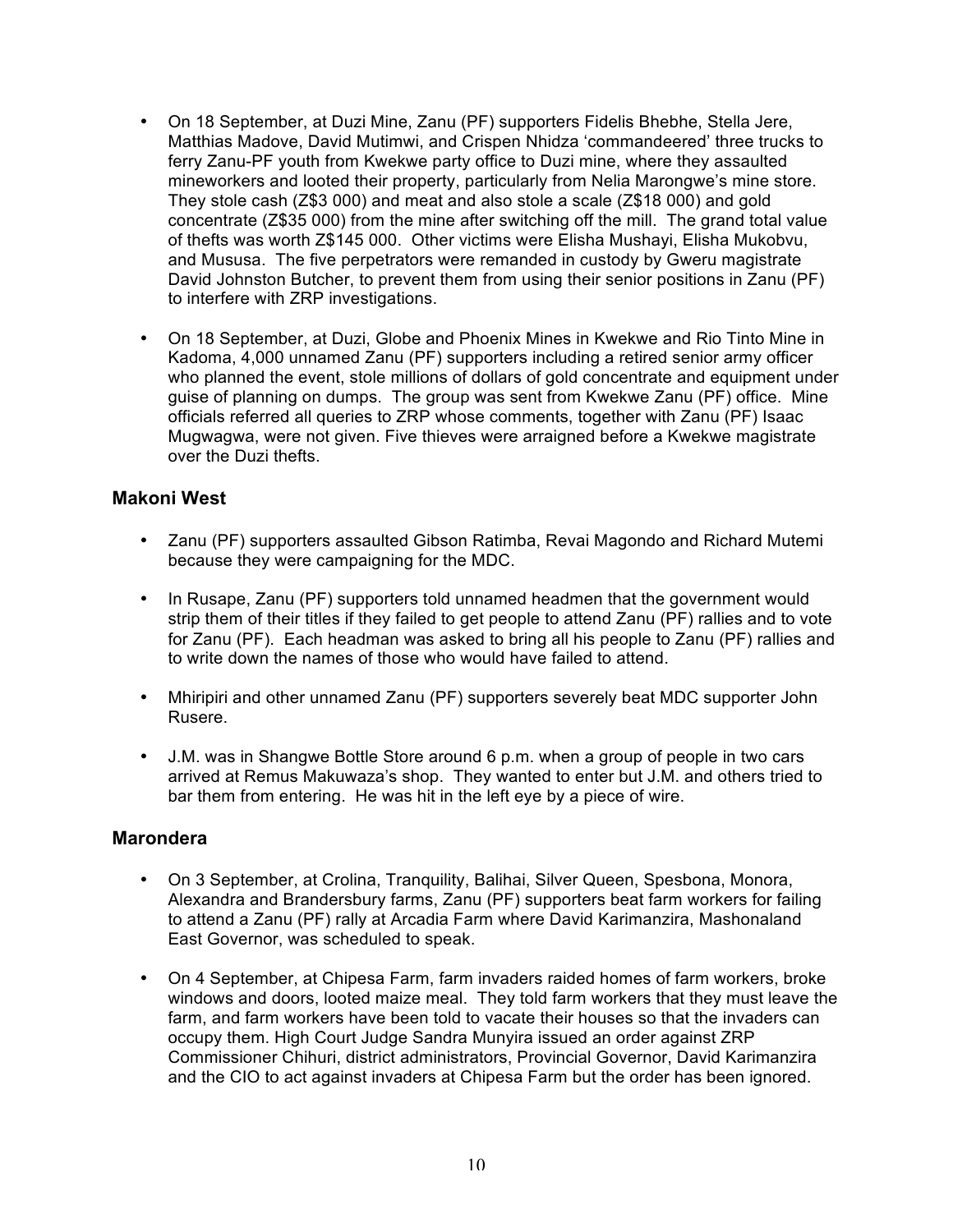- On 18 September, at Duzi Mine, Zanu (PF) supporters Fidelis Bhebhe, Stella Jere, Matthias Madove, David Mutimwi, and Crispen Nhidza 'commandeered' three trucks to ferry Zanu-PF youth from Kwekwe party office to Duzi mine, where they assaulted mineworkers and looted their property, particularly from Nelia Marongwe's mine store. They stole cash (Z$3 000) and meat and also stole a scale (Z$18 000) and gold concentrate (Z$35 000) from the mine after switching off the mill. The grand total value of thefts was worth Z$145 000. Other victims were Elisha Mushayi, Elisha Mukobvu, and Mususa. The five perpetrators were remanded in custody by Gweru magistrate David Johnston Butcher, to prevent them from using their senior positions in Zanu (PF) to interfere with ZRP investigations.

- On 18 September, at Duzi, Globe and Phoenix Mines in Kwekwe and Rio Tinto Mine in Kadoma, 4,000 unnamed Zanu (PF) supporters including a retired senior army officer who planned the event, stole millions of dollars of gold concentrate and equipment under guise of planning on dumps. The group was sent from Kwekwe Zanu (PF) office. Mine officials referred all queries to ZRP whose comments, together with Zanu (PF) Isaac Mugwagwa, were not given. Five thieves were arraigned before a Kwekwe magistrate over the Duzi thefts.

### Makoni West

- Zanu (PF) supporters assaulted Gibson Ratimba, Revai Magondo and Richard Mutemi because they were campaigning for the MDC.

- In Rusape, Zanu (PF) supporters told unnamed headmen that the government would strip them of their titles if they failed to get people to attend Zanu (PF) rallies and to vote for Zanu (PF). Each headman was asked to bring all his people to Zanu (PF) rallies and to write down the names of those who would have failed to attend.

- Mhiripiri and other unnamed Zanu (PF) supporters severely beat MDC supporter John Rusere.

- J.M. was in Shangwe Bottle Store around 6 p.m. when a group of people in two cars arrived at Remus Makuwaza's shop. They wanted to enter but J.M. and others tried to bar them from entering. He was hit in the left eye by a piece of wire.

### Marondera

- On 3 September, at Crolina, Tranquility, Balihai, Silver Queen, Spesbona, Monora, Alexandra and Brandersbury farms, Zanu (PF) supporters beat farm workers for failing to attend a Zanu (PF) rally at Arcadia Farm where David Karimanzira, Mashonaland East Governor, was scheduled to speak.

- On 4 September, at Chipesa Farm, farm invaders raided homes of farm workers, broke windows and doors, looted maize meal. They told farm workers that they must leave the farm, and farm workers have been told to vacate their houses so that the invaders can occupy them. High Court Judge Sandra Munyira issued an order against ZRP Commissioner Chihuri, district administrators, Provincial Governor, David Karimanzira and the CIO to act against invaders at Chipesa Farm but the order has been ignored.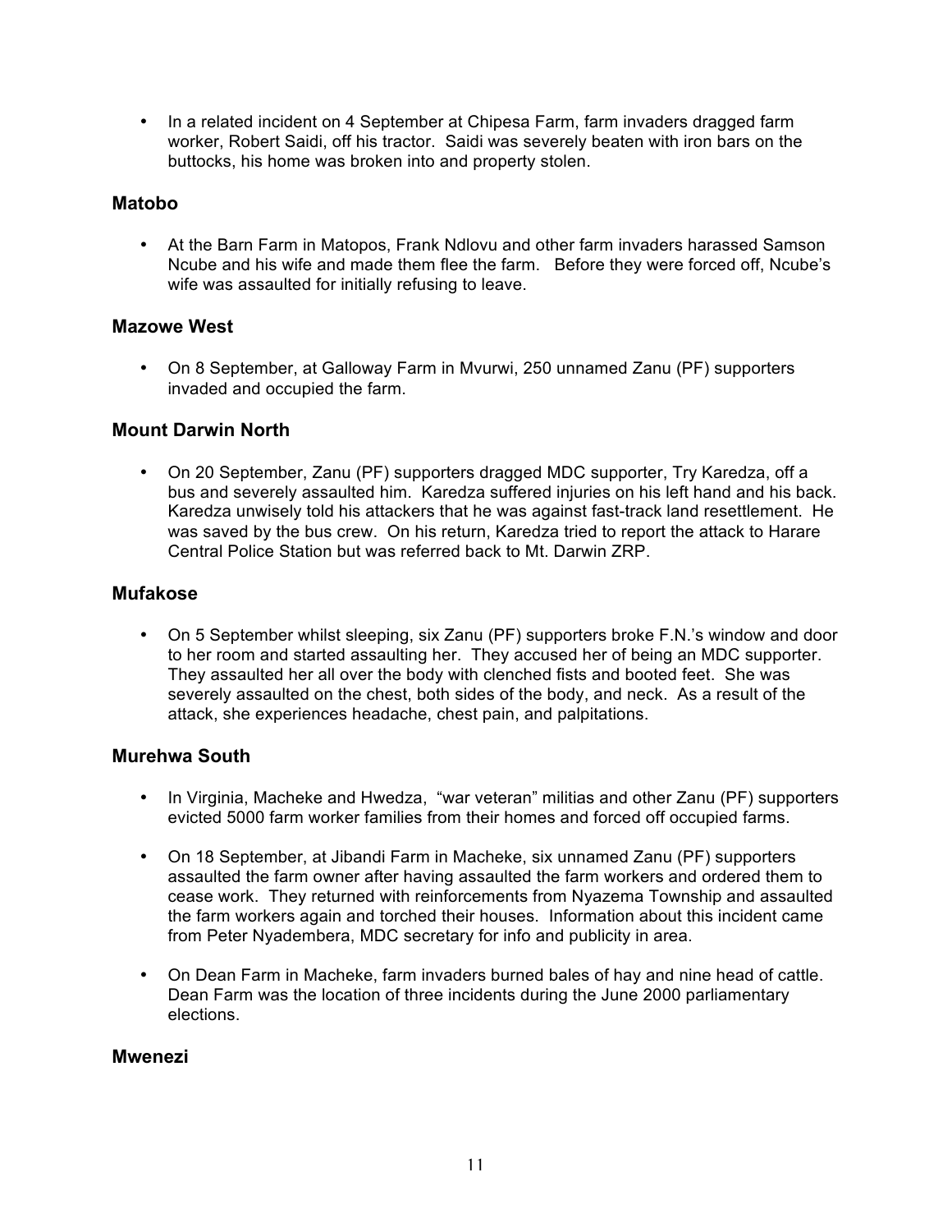- In a related incident on 4 September at Chipesa Farm, farm invaders dragged farm worker, Robert Saidi, off his tractor. Saidi was severely beaten with iron bars on the buttocks, his home was broken into and property stolen.

### Matobo

- At the Barn Farm in Matopos, Frank Ndlovu and other farm invaders harassed Samson Ncube and his wife and made them flee the farm. Before they were forced off, Ncube's wife was assaulted for initially refusing to leave.

### Mazowe West

- On 8 September, at Galloway Farm in Mvurwi, 250 unnamed Zanu (PF) supporters invaded and occupied the farm.

### Mount Darwin North

- On 20 September, Zanu (PF) supporters dragged MDC supporter, Try Karedza, off a bus and severely assaulted him. Karedza suffered injuries on his left hand and his back. Karedza unwisely told his attackers that he was against fast-track land resettlement. He was saved by the bus crew. On his return, Karedza tried to report the attack to Harare Central Police Station but was referred back to Mt. Darwin ZRP.

### Mufakose

- On 5 September whilst sleeping, six Zanu (PF) supporters broke F.N.'s window and door to her room and started assaulting her. They accused her of being an MDC supporter. They assaulted her all over the body with clenched fists and booted feet. She was severely assaulted on the chest, both sides of the body, and neck. As a result of the attack, she experiences headache, chest pain, and palpitations.

### Murehwa South

- In Virginia, Macheke and Hwedza, "war veteran" militias and other Zanu (PF) supporters evicted 5000 farm worker families from their homes and forced off occupied farms.

- On 18 September, at Jibandi Farm in Macheke, six unnamed Zanu (PF) supporters assaulted the farm owner after having assaulted the farm workers and ordered them to cease work. They returned with reinforcements from Nyazema Township and assaulted the farm workers again and torched their houses. Information about this incident came from Peter Nyadembera, MDC secretary for info and publicity in area.

- On Dean Farm in Macheke, farm invaders burned bales of hay and nine head of cattle. Dean Farm was the location of three incidents during the June 2000 parliamentary elections.

### Mwenezi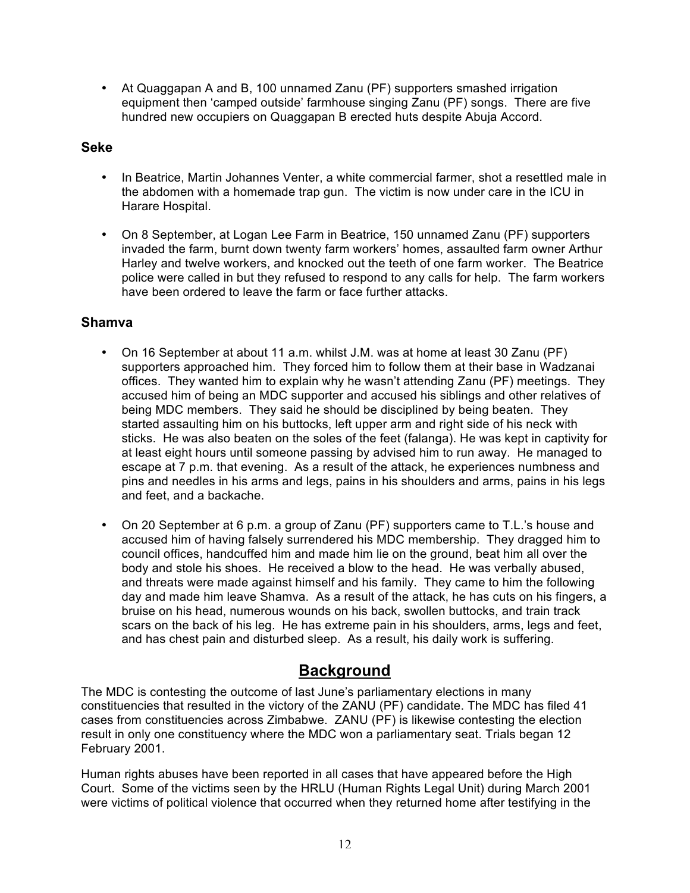- At Quaggapan A and B, 100 unnamed Zanu (PF) supporters smashed irrigation equipment then 'camped outside' farmhouse singing Zanu (PF) songs. There are five hundred new occupiers on Quaggapan B erected huts despite Abuja Accord.

### Seke

- In Beatrice, Martin Johannes Venter, a white commercial farmer, shot a resettled male in the abdomen with a homemade trap gun. The victim is now under care in the ICU in Harare Hospital.
- On 8 September, at Logan Lee Farm in Beatrice, 150 unnamed Zanu (PF) supporters invaded the farm, burnt down twenty farm workers' homes, assaulted farm owner Arthur Harley and twelve workers, and knocked out the teeth of one farm worker. The Beatrice police were called in but they refused to respond to any calls for help. The farm workers have been ordered to leave the farm or face further attacks.

### Shamva

- On 16 September at about 11 a.m. whilst J.M. was at home at least 30 Zanu (PF) supporters approached him. They forced him to follow them at their base in Wadzanai offices. They wanted him to explain why he wasn't attending Zanu (PF) meetings. They accused him of being an MDC supporter and accused his siblings and other relatives of being MDC members. They said he should be disciplined by being beaten. They started assaulting him on his buttocks, left upper arm and right side of his neck with sticks. He was also beaten on the soles of the feet (falanga). He was kept in captivity for at least eight hours until someone passing by advised him to run away. He managed to escape at 7 p.m. that evening. As a result of the attack, he experiences numbness and pins and needles in his arms and legs, pains in his shoulders and arms, pains in his legs and feet, and a backache.
- On 20 September at 6 p.m. a group of Zanu (PF) supporters came to T.L.'s house and accused him of having falsely surrendered his MDC membership. They dragged him to council offices, handcuffed him and made him lie on the ground, beat him all over the body and stole his shoes. He received a blow to the head. He was verbally abused, and threats were made against himself and his family. They came to him the following day and made him leave Shamva. As a result of the attack, he has cuts on his fingers, a bruise on his head, numerous wounds on his back, swollen buttocks, and train track scars on the back of his leg. He has extreme pain in his shoulders, arms, legs and feet, and has chest pain and disturbed sleep. As a result, his daily work is suffering.

## Background

The MDC is contesting the outcome of last June's parliamentary elections in many constituencies that resulted in the victory of the ZANU (PF) candidate. The MDC has filed 41 cases from constituencies across Zimbabwe. ZANU (PF) is likewise contesting the election result in only one constituency where the MDC won a parliamentary seat. Trials began 12 February 2001.

Human rights abuses have been reported in all cases that have appeared before the High Court. Some of the victims seen by the HRLU (Human Rights Legal Unit) during March 2001 were victims of political violence that occurred when they returned home after testifying in the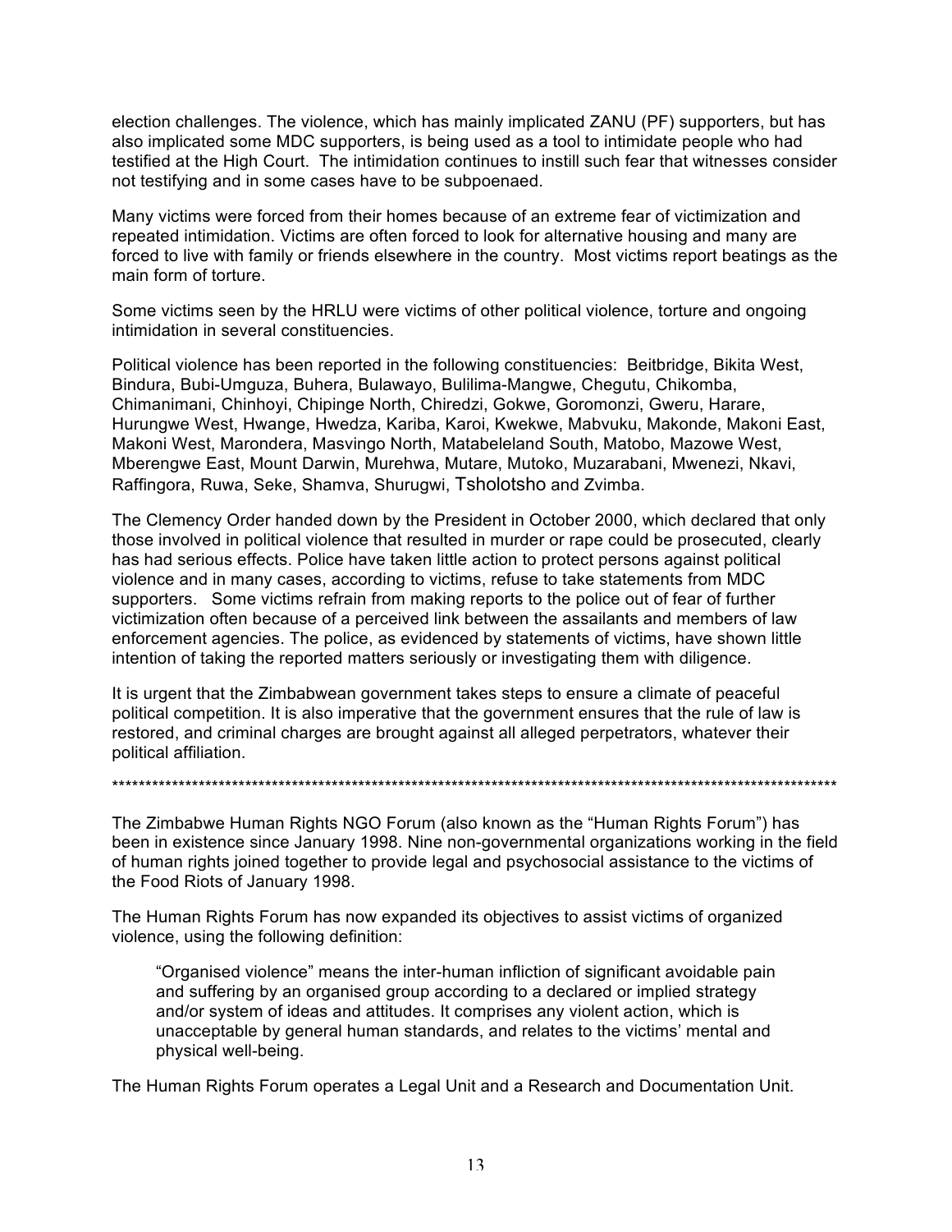election challenges. The violence, which has mainly implicated ZANU (PF) supporters, but has also implicated some MDC supporters, is being used as a tool to intimidate people who had testified at the High Court. The intimidation continues to instill such fear that witnesses consider not testifying and in some cases have to be subpoenaed.

Many victims were forced from their homes because of an extreme fear of victimization and repeated intimidation. Victims are often forced to look for alternative housing and many are forced to live with family or friends elsewhere in the country. Most victims report beatings as the main form of torture.

Some victims seen by the HRLU were victims of other political violence, torture and ongoing intimidation in several constituencies.

Political violence has been reported in the following constituencies: Beitbridge, Bikita West, Bindura, Bubi-Umguza, Buhera, Bulawayo, Bulilima-Mangwe, Chegutu, Chikomba, Chimanimani, Chinhoyi, Chipinge North, Chiredzi, Gokwe, Goromonzi, Gweru, Harare, Hurungwe West, Hwange, Hwedza, Kariba, Karoi, Kwekwe, Mabvuku, Makonde, Makoni East, Makoni West, Marondera, Masvingo North, Matabeleland South, Matobo, Mazowe West, Mberengwe East, Mount Darwin, Murehwa, Mutare, Mutoko, Muzarabani, Mwenezi, Nkavi, Raffingora, Ruwa, Seke, Shamva, Shurugwi, Tsholotsho and Zvimba.

The Clemency Order handed down by the President in October 2000, which declared that only those involved in political violence that resulted in murder or rape could be prosecuted, clearly has had serious effects. Police have taken little action to protect persons against political violence and in many cases, according to victims, refuse to take statements from MDC supporters. Some victims refrain from making reports to the police out of fear of further victimization often because of a perceived link between the assailants and members of law enforcement agencies. The police, as evidenced by statements of victims, have shown little intention of taking the reported matters seriously or investigating them with diligence.

It is urgent that the Zimbabwean government takes steps to ensure a climate of peaceful political competition. It is also imperative that the government ensures that the rule of law is restored, and criminal charges are brought against all alleged perpetrators, whatever their political affiliation.

---

The Zimbabwe Human Rights NGO Forum (also known as the "Human Rights Forum") has been in existence since January 1998. Nine non-governmental organizations working in the field of human rights joined together to provide legal and psychosocial assistance to the victims of the Food Riots of January 1998.

The Human Rights Forum has now expanded its objectives to assist victims of organized violence, using the following definition:

> "Organised violence" means the inter-human infliction of significant avoidable pain and suffering by an organised group according to a declared or implied strategy and/or system of ideas and attitudes. It comprises any violent action, which is unacceptable by general human standards, and relates to the victims' mental and physical well-being.

The Human Rights Forum operates a Legal Unit and a Research and Documentation Unit.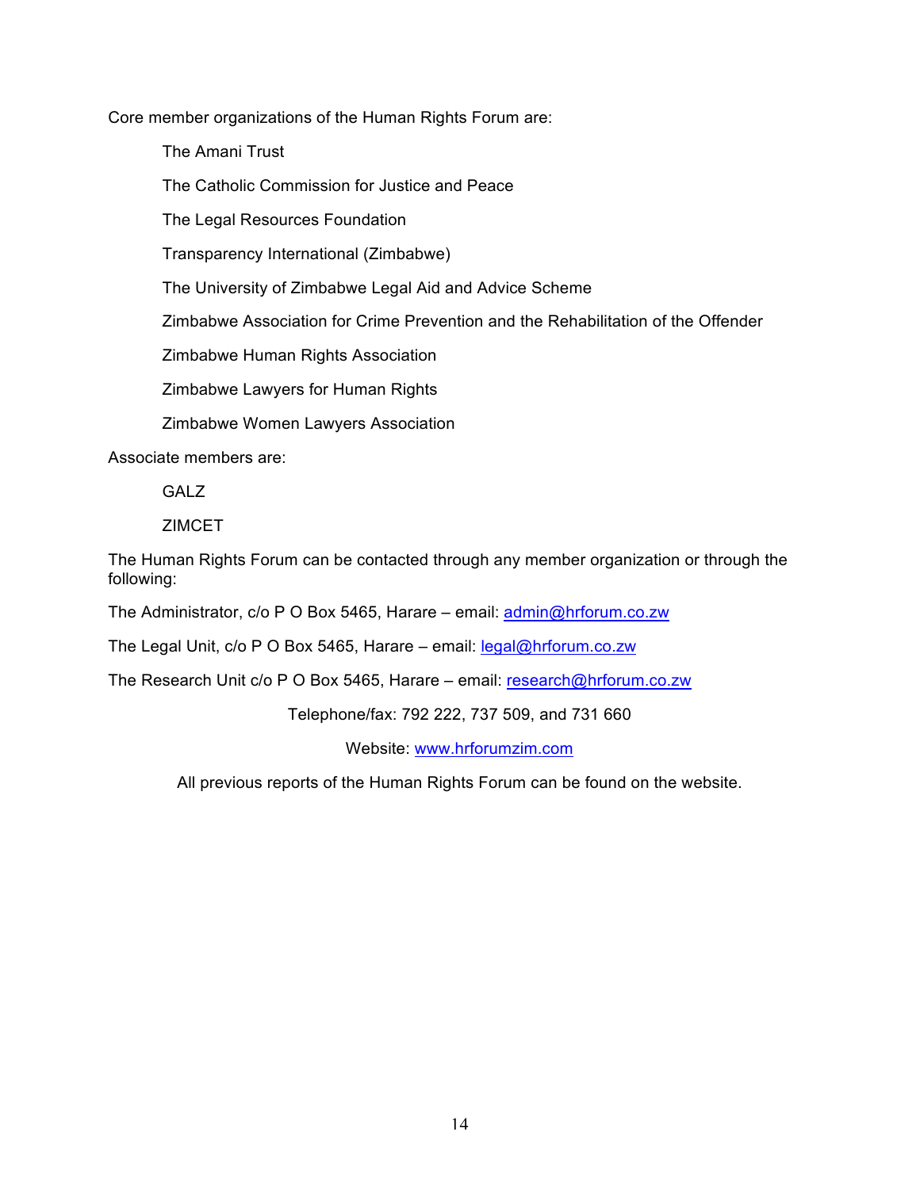Core member organizations of the Human Rights Forum are:

- The Amani Trust
- The Catholic Commission for Justice and Peace
- The Legal Resources Foundation
- Transparency International (Zimbabwe)
- The University of Zimbabwe Legal Aid and Advice Scheme
- Zimbabwe Association for Crime Prevention and the Rehabilitation of the Offender
- Zimbabwe Human Rights Association
- Zimbabwe Lawyers for Human Rights
- Zimbabwe Women Lawyers Association

Associate members are:

- GALZ
- ZIMCET

The Human Rights Forum can be contacted through any member organization or through the following:

The Administrator, c/o P O Box 5465, Harare – email: admin@hrforum.co.zw

The Legal Unit, c/o P O Box 5465, Harare – email: legal@hrforum.co.zw

The Research Unit c/o P O Box 5465, Harare – email: research@hrforum.co.zw

Telephone/fax: 792 222, 737 509, and 731 660

Website: www.hrforumzim.com

All previous reports of the Human Rights Forum can be found on the website.